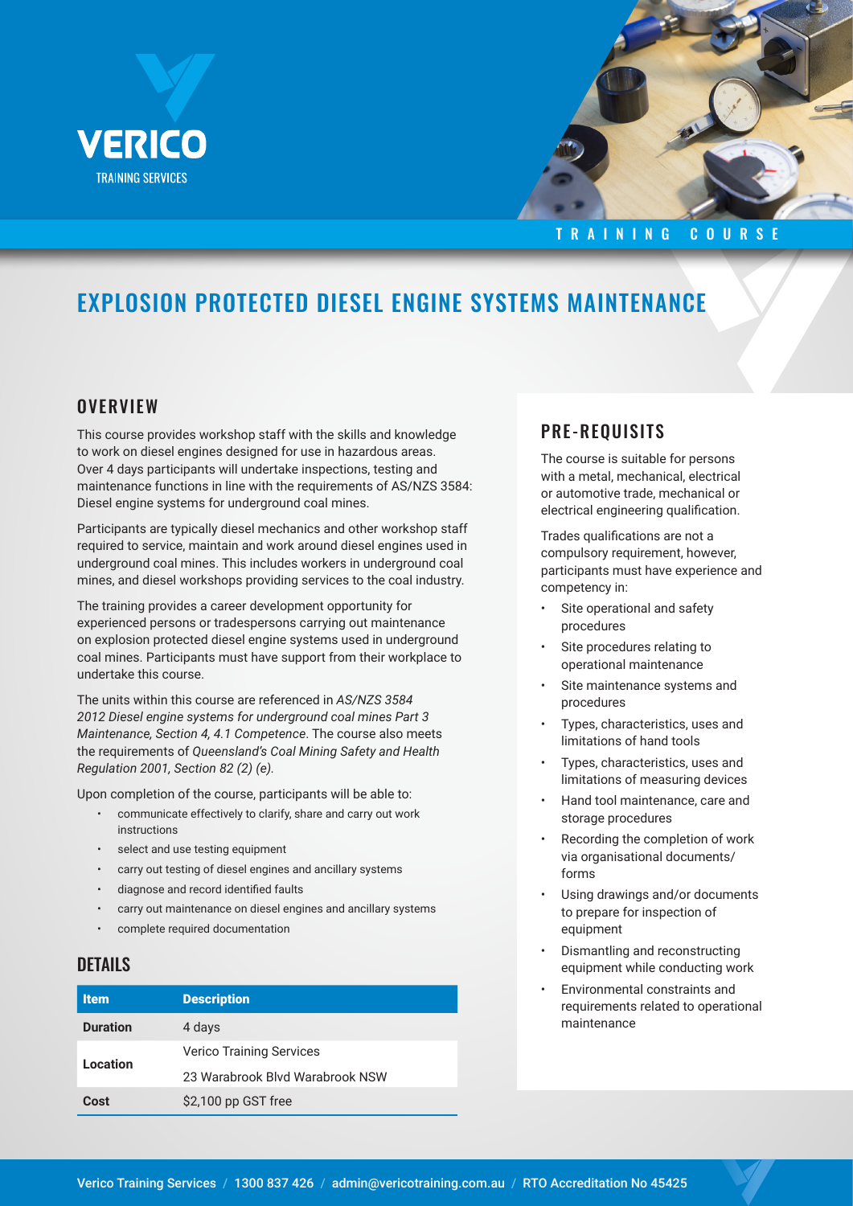VERICO
TRAINING SERVICES

TRAINING COURSE

# EXPLOSION PROTECTED DIESEL ENGINE SYSTEMS MAINTENANCE

## OVERVIEW

This course provides workshop staff with the skills and knowledge to work on diesel engines designed for use in hazardous areas. Over 4 days participants will undertake inspections, testing and maintenance functions in line with the requirements of AS/NZS 3584: Diesel engine systems for underground coal mines.

Participants are typically diesel mechanics and other workshop staff required to service, maintain and work around diesel engines used in underground coal mines. This includes workers in underground coal mines, and diesel workshops providing services to the coal industry.

The training provides a career development opportunity for experienced persons or tradespersons carrying out maintenance on explosion protected diesel engine systems used in underground coal mines. Participants must have support from their workplace to undertake this course.

The units within this course are referenced in *AS/NZS 3584 2012 Diesel engine systems for underground coal mines Part 3 Maintenance, Section 4, 4.1 Competence*. The course also meets the requirements of *Queensland's Coal Mining Safety and Health Regulation 2001, Section 82 (2) (e).*

Upon completion of the course, participants will be able to:

- communicate effectively to clarify, share and carry out work instructions
- select and use testing equipment
- carry out testing of diesel engines and ancillary systems
- diagnose and record identified faults
- carry out maintenance on diesel engines and ancillary systems
- complete required documentation

## DETAILS

| Item | Description |
|---|---|
| **Duration** | 4 days |
| **Location** | Verico Training Services<br>23 Warabrook Blvd Warabrook NSW |
| **Cost** | $2,100 pp GST free |

## PRE-REQUISITS

The course is suitable for persons with a metal, mechanical, electrical or automotive trade, mechanical or electrical engineering qualification.

Trades qualifications are not a compulsory requirement, however, participants must have experience and competency in:

- Site operational and safety procedures
- Site procedures relating to operational maintenance
- Site maintenance systems and procedures
- Types, characteristics, uses and limitations of hand tools
- Types, characteristics, uses and limitations of measuring devices
- Hand tool maintenance, care and storage procedures
- Recording the completion of work via organisational documents/ forms
- Using drawings and/or documents to prepare for inspection of equipment
- Dismantling and reconstructing equipment while conducting work
- Environmental constraints and requirements related to operational maintenance

Verico Training Services / 1300 837 426 / admin@vericotraining.com.au / RTO Accreditation No 45425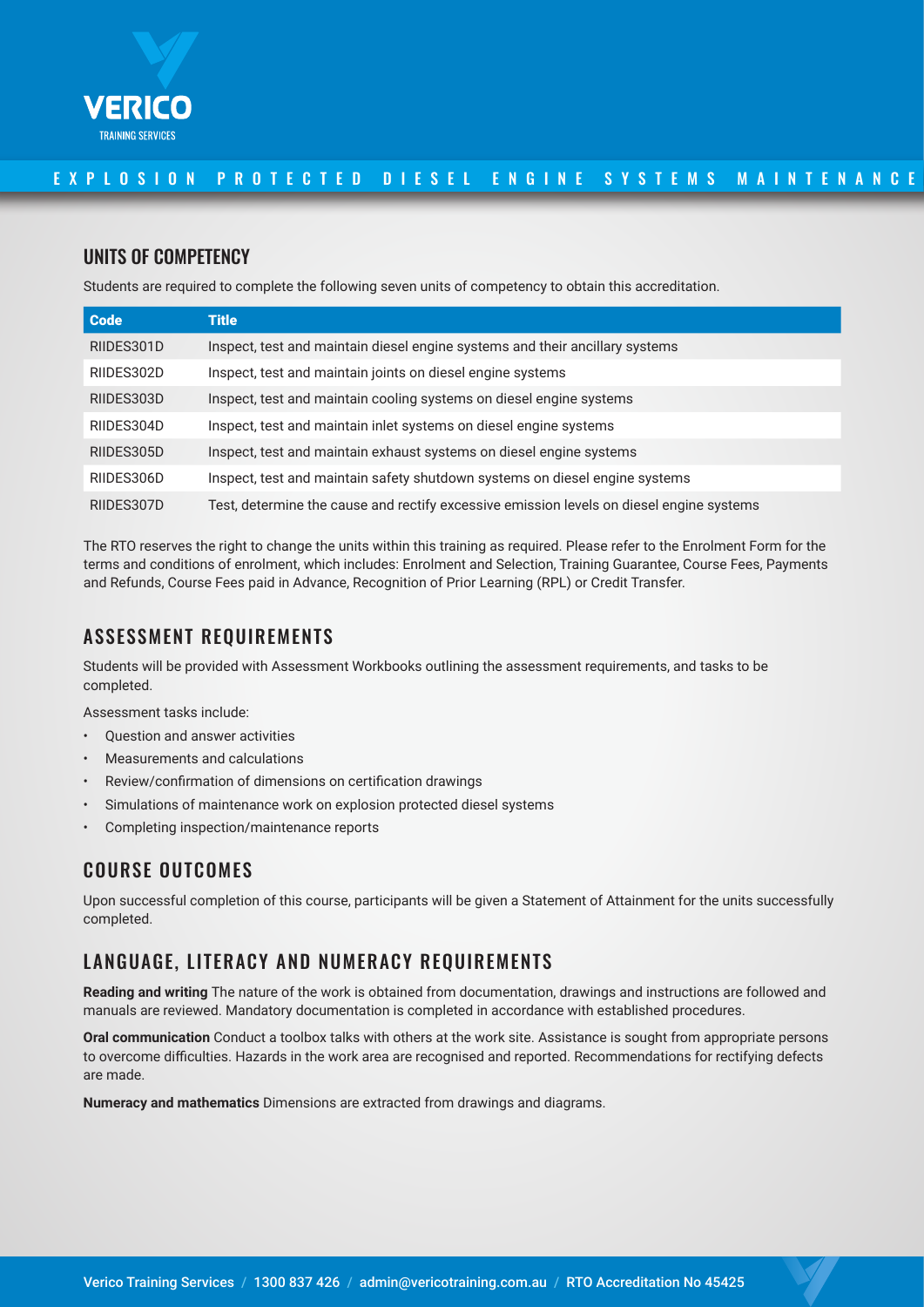## UNITS OF COMPETENCY

Students are required to complete the following seven units of competency to obtain this accreditation.

| Code | Title |
|---|---|
| RIIDES301D | Inspect, test and maintain diesel engine systems and their ancillary systems |
| RIIDES302D | Inspect, test and maintain joints on diesel engine systems |
| RIIDES303D | Inspect, test and maintain cooling systems on diesel engine systems |
| RIIDES304D | Inspect, test and maintain inlet systems on diesel engine systems |
| RIIDES305D | Inspect, test and maintain exhaust systems on diesel engine systems |
| RIIDES306D | Inspect, test and maintain safety shutdown systems on diesel engine systems |
| RIIDES307D | Test, determine the cause and rectify excessive emission levels on diesel engine systems |

The RTO reserves the right to change the units within this training as required. Please refer to the Enrolment Form for the terms and conditions of enrolment, which includes: Enrolment and Selection, Training Guarantee, Course Fees, Payments and Refunds, Course Fees paid in Advance, Recognition of Prior Learning (RPL) or Credit Transfer.

## ASSESSMENT REQUIREMENTS

Students will be provided with Assessment Workbooks outlining the assessment requirements, and tasks to be completed.

Assessment tasks include:

- Question and answer activities
- Measurements and calculations
- Review/confirmation of dimensions on certification drawings
- Simulations of maintenance work on explosion protected diesel systems
- Completing inspection/maintenance reports

## COURSE OUTCOMES

Upon successful completion of this course, participants will be given a Statement of Attainment for the units successfully completed.

## LANGUAGE, LITERACY AND NUMERACY REQUIREMENTS

**Reading and writing** The nature of the work is obtained from documentation, drawings and instructions are followed and manuals are reviewed. Mandatory documentation is completed in accordance with established procedures.

**Oral communication** Conduct a toolbox talks with others at the work site. Assistance is sought from appropriate persons to overcome difficulties. Hazards in the work area are recognised and reported. Recommendations for rectifying defects are made.

**Numeracy and mathematics** Dimensions are extracted from drawings and diagrams.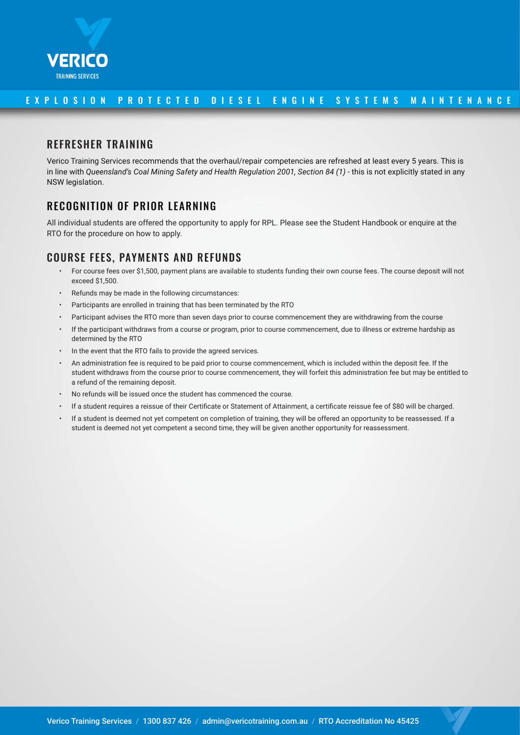## REFRESHER TRAINING

Verico Training Services recommends that the overhaul/repair competencies are refreshed at least every 5 years. This is in line with *Queensland's Coal Mining Safety and Health Regulation 2001, Section 84 (1)* - this is not explicitly stated in any NSW legislation.

## RECOGNITION OF PRIOR LEARNING

All individual students are offered the opportunity to apply for RPL. Please see the Student Handbook or enquire at the RTO for the procedure on how to apply.

## COURSE FEES, PAYMENTS AND REFUNDS

- For course fees over $1,500, payment plans are available to students funding their own course fees. The course deposit will not exceed $1,500.
- Refunds may be made in the following circumstances:
- Participants are enrolled in training that has been terminated by the RTO
- Participant advises the RTO more than seven days prior to course commencement they are withdrawing from the course
- If the participant withdraws from a course or program, prior to course commencement, due to illness or extreme hardship as determined by the RTO
- In the event that the RTO fails to provide the agreed services.
- An administration fee is required to be paid prior to course commencement, which is included within the deposit fee. If the student withdraws from the course prior to course commencement, they will forfeit this administration fee but may be entitled to a refund of the remaining deposit.
- No refunds will be issued once the student has commenced the course.
- If a student requires a reissue of their Certificate or Statement of Attainment, a certificate reissue fee of $80 will be charged.
- If a student is deemed not yet competent on completion of training, they will be offered an opportunity to be reassessed. If a student is deemed not yet competent a second time, they will be given another opportunity for reassessment.